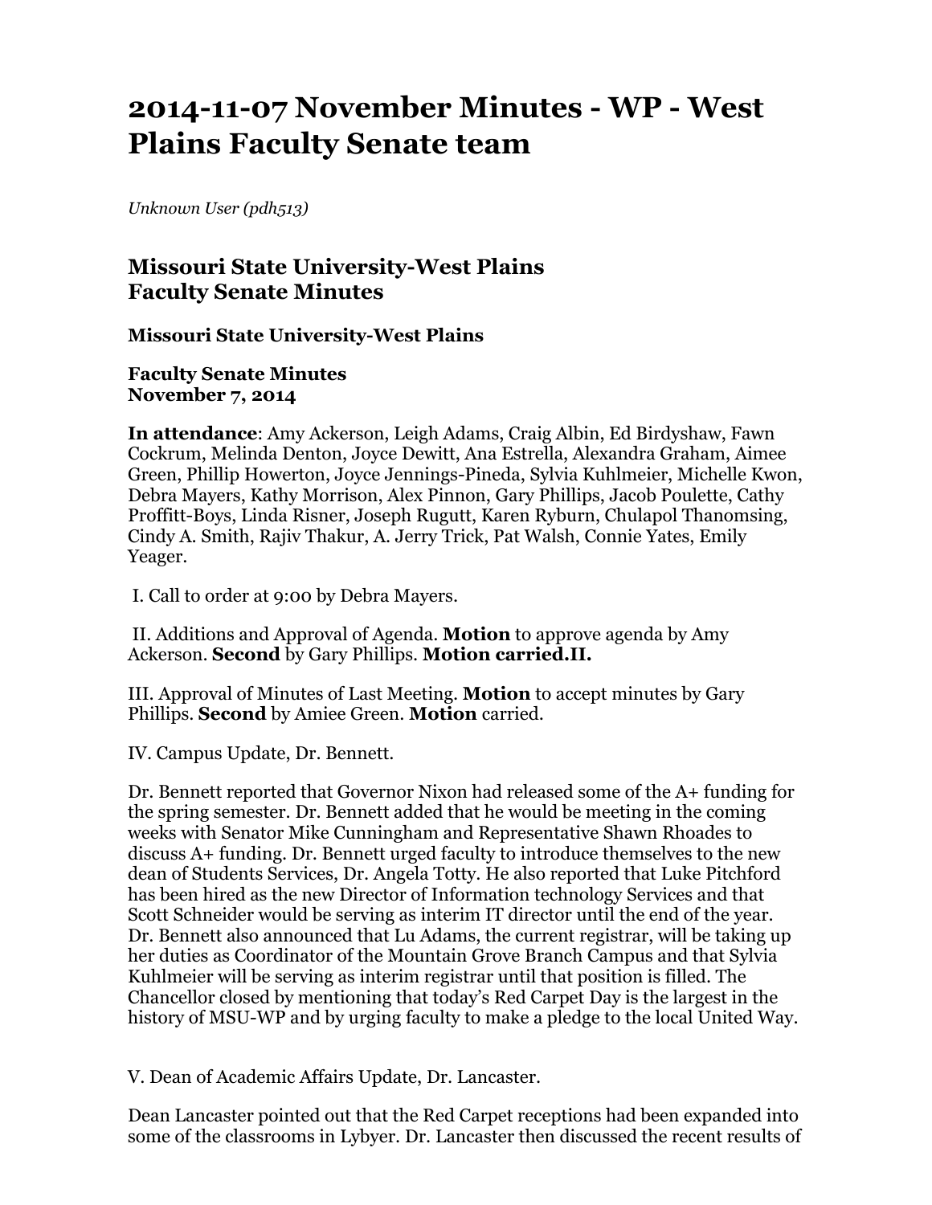# 2014-11-07 November Minutes - WP - West Plains Faculty Senate team

*Unknown User (pdh513)*

## Missouri State University-West Plains
## Faculty Senate Minutes

**Missouri State University-West Plains**

**Faculty Senate Minutes**
**November 7, 2014**

**In attendance**: Amy Ackerson, Leigh Adams, Craig Albin, Ed Birdyshaw, Fawn Cockrum, Melinda Denton, Joyce Dewitt, Ana Estrella, Alexandra Graham, Aimee Green, Phillip Howerton, Joyce Jennings-Pineda, Sylvia Kuhlmeier, Michelle Kwon, Debra Mayers, Kathy Morrison, Alex Pinnon, Gary Phillips, Jacob Poulette, Cathy Proffitt-Boys, Linda Risner, Joseph Rugutt, Karen Ryburn, Chulapol Thanomsing, Cindy A. Smith, Rajiv Thakur, A. Jerry Trick, Pat Walsh, Connie Yates, Emily Yeager.

I. Call to order at 9:00 by Debra Mayers.

II. Additions and Approval of Agenda. **Motion** to approve agenda by Amy Ackerson. **Second** by Gary Phillips. **Motion carried.II.**

III. Approval of Minutes of Last Meeting. **Motion** to accept minutes by Gary Phillips. **Second** by Amiee Green. **Motion** carried.

IV. Campus Update, Dr. Bennett.

Dr. Bennett reported that Governor Nixon had released some of the A+ funding for the spring semester. Dr. Bennett added that he would be meeting in the coming weeks with Senator Mike Cunningham and Representative Shawn Rhoades to discuss A+ funding. Dr. Bennett urged faculty to introduce themselves to the new dean of Students Services, Dr. Angela Totty. He also reported that Luke Pitchford has been hired as the new Director of Information technology Services and that Scott Schneider would be serving as interim IT director until the end of the year. Dr. Bennett also announced that Lu Adams, the current registrar, will be taking up her duties as Coordinator of the Mountain Grove Branch Campus and that Sylvia Kuhlmeier will be serving as interim registrar until that position is filled. The Chancellor closed by mentioning that today's Red Carpet Day is the largest in the history of MSU-WP and by urging faculty to make a pledge to the local United Way.

V. Dean of Academic Affairs Update, Dr. Lancaster.

Dean Lancaster pointed out that the Red Carpet receptions had been expanded into some of the classrooms in Lybyer. Dr. Lancaster then discussed the recent results of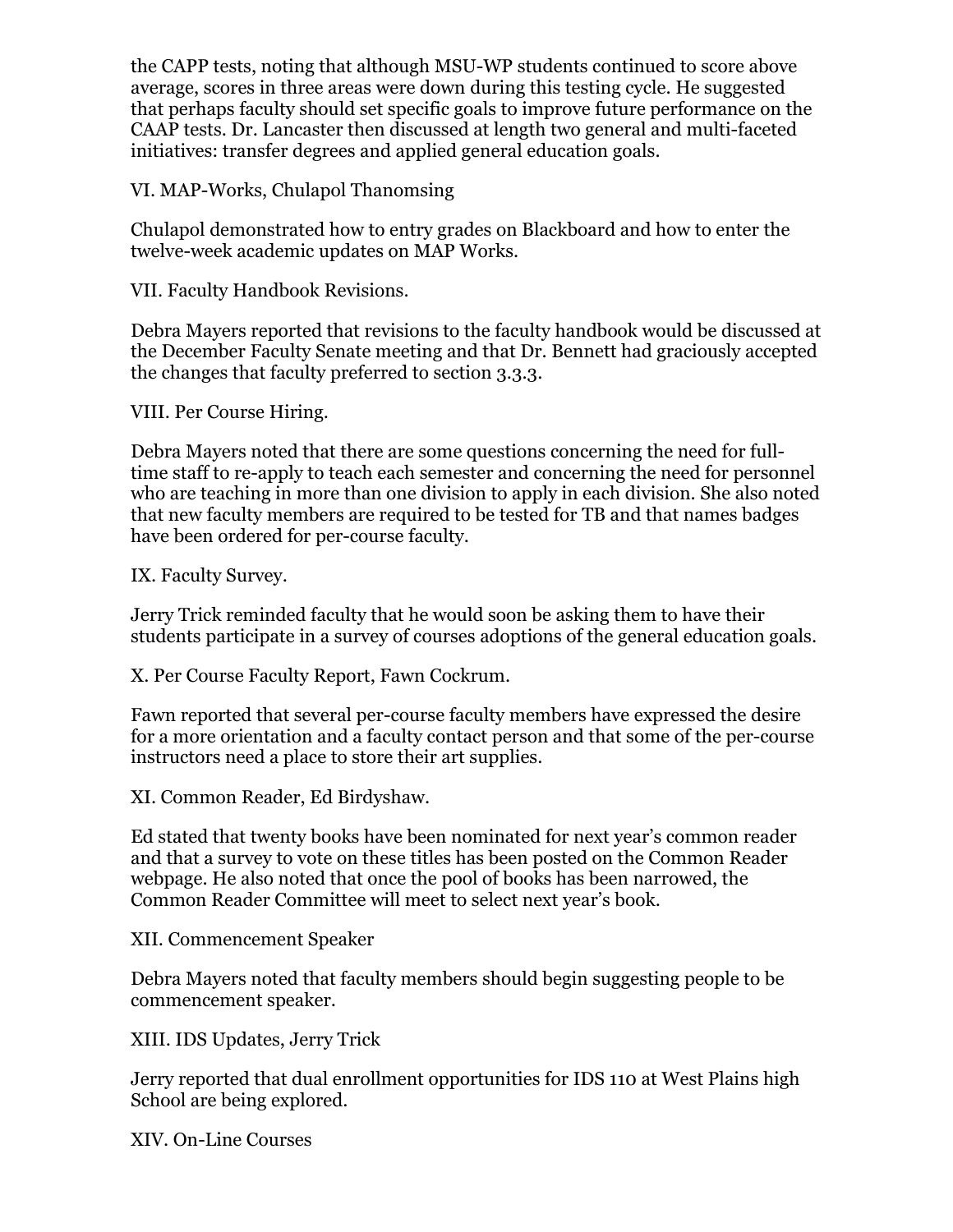the CAPP tests, noting that although MSU-WP students continued to score above average, scores in three areas were down during this testing cycle. He suggested that perhaps faculty should set specific goals to improve future performance on the CAAP tests. Dr. Lancaster then discussed at length two general and multi-faceted initiatives: transfer degrees and applied general education goals.

VI. MAP-Works, Chulapol Thanomsing

Chulapol demonstrated how to entry grades on Blackboard and how to enter the twelve-week academic updates on MAP Works.

VII. Faculty Handbook Revisions.

Debra Mayers reported that revisions to the faculty handbook would be discussed at the December Faculty Senate meeting and that Dr. Bennett had graciously accepted the changes that faculty preferred to section 3.3.3.

VIII. Per Course Hiring.

Debra Mayers noted that there are some questions concerning the need for full-time staff to re-apply to teach each semester and concerning the need for personnel who are teaching in more than one division to apply in each division. She also noted that new faculty members are required to be tested for TB and that names badges have been ordered for per-course faculty.

IX. Faculty Survey.

Jerry Trick reminded faculty that he would soon be asking them to have their students participate in a survey of courses adoptions of the general education goals.

X. Per Course Faculty Report, Fawn Cockrum.

Fawn reported that several per-course faculty members have expressed the desire for a more orientation and a faculty contact person and that some of the per-course instructors need a place to store their art supplies.

XI. Common Reader, Ed Birdyshaw.

Ed stated that twenty books have been nominated for next year's common reader and that a survey to vote on these titles has been posted on the Common Reader webpage. He also noted that once the pool of books has been narrowed, the Common Reader Committee will meet to select next year's book.

XII. Commencement Speaker

Debra Mayers noted that faculty members should begin suggesting people to be commencement speaker.

XIII. IDS Updates, Jerry Trick

Jerry reported that dual enrollment opportunities for IDS 110 at West Plains high School are being explored.

XIV. On-Line Courses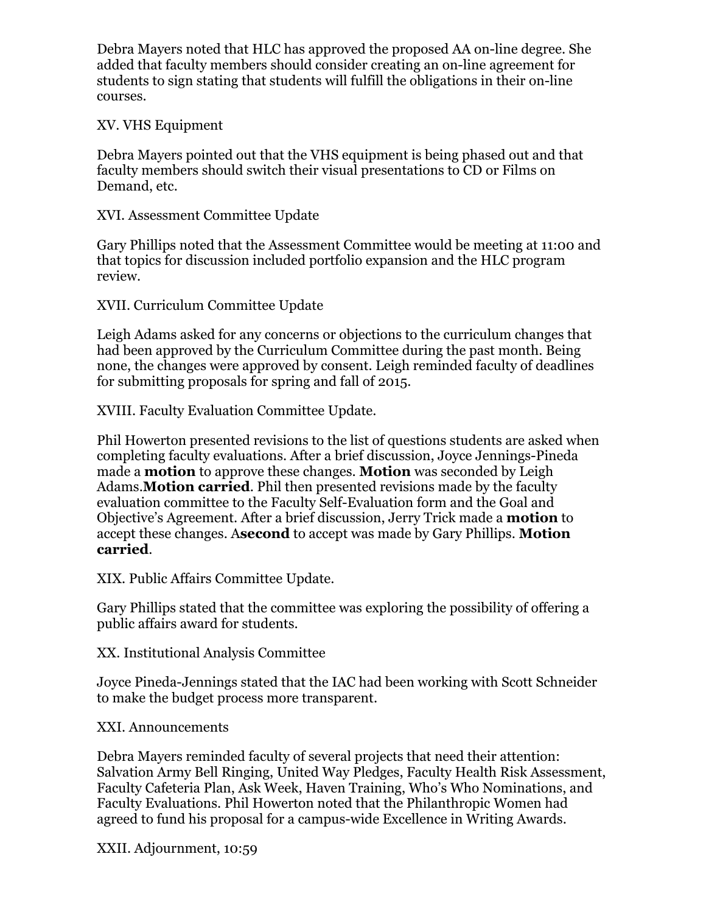Debra Mayers noted that HLC has approved the proposed AA on-line degree. She added that faculty members should consider creating an on-line agreement for students to sign stating that students will fulfill the obligations in their on-line courses.

XV. VHS Equipment

Debra Mayers pointed out that the VHS equipment is being phased out and that faculty members should switch their visual presentations to CD or Films on Demand, etc.

XVI. Assessment Committee Update

Gary Phillips noted that the Assessment Committee would be meeting at 11:00 and that topics for discussion included portfolio expansion and the HLC program review.

XVII. Curriculum Committee Update

Leigh Adams asked for any concerns or objections to the curriculum changes that had been approved by the Curriculum Committee during the past month. Being none, the changes were approved by consent. Leigh reminded faculty of deadlines for submitting proposals for spring and fall of 2015.

XVIII. Faculty Evaluation Committee Update.

Phil Howerton presented revisions to the list of questions students are asked when completing faculty evaluations. After a brief discussion, Joyce Jennings-Pineda made a **motion** to approve these changes. **Motion** was seconded by Leigh Adams.**Motion carried**. Phil then presented revisions made by the faculty evaluation committee to the Faculty Self-Evaluation form and the Goal and Objective's Agreement. After a brief discussion, Jerry Trick made a **motion** to accept these changes. A**second** to accept was made by Gary Phillips. **Motion carried**.

XIX. Public Affairs Committee Update.

Gary Phillips stated that the committee was exploring the possibility of offering a public affairs award for students.

XX. Institutional Analysis Committee

Joyce Pineda-Jennings stated that the IAC had been working with Scott Schneider to make the budget process more transparent.

XXI. Announcements

Debra Mayers reminded faculty of several projects that need their attention: Salvation Army Bell Ringing, United Way Pledges, Faculty Health Risk Assessment, Faculty Cafeteria Plan, Ask Week, Haven Training, Who's Who Nominations, and Faculty Evaluations. Phil Howerton noted that the Philanthropic Women had agreed to fund his proposal for a campus-wide Excellence in Writing Awards.

XXII. Adjournment, 10:59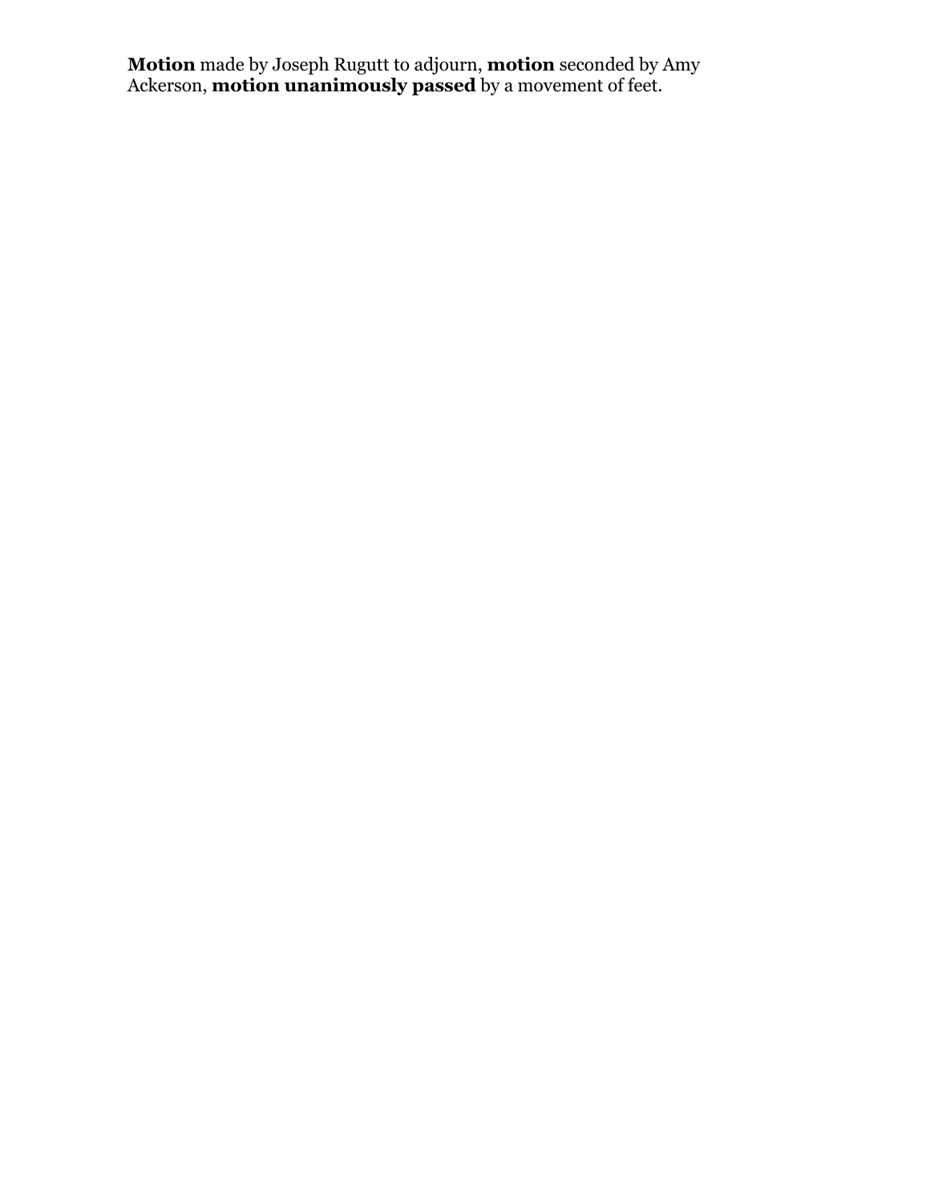**Motion** made by Joseph Rugutt to adjourn, **motion** seconded by Amy Ackerson, **motion unanimously passed** by a movement of feet.